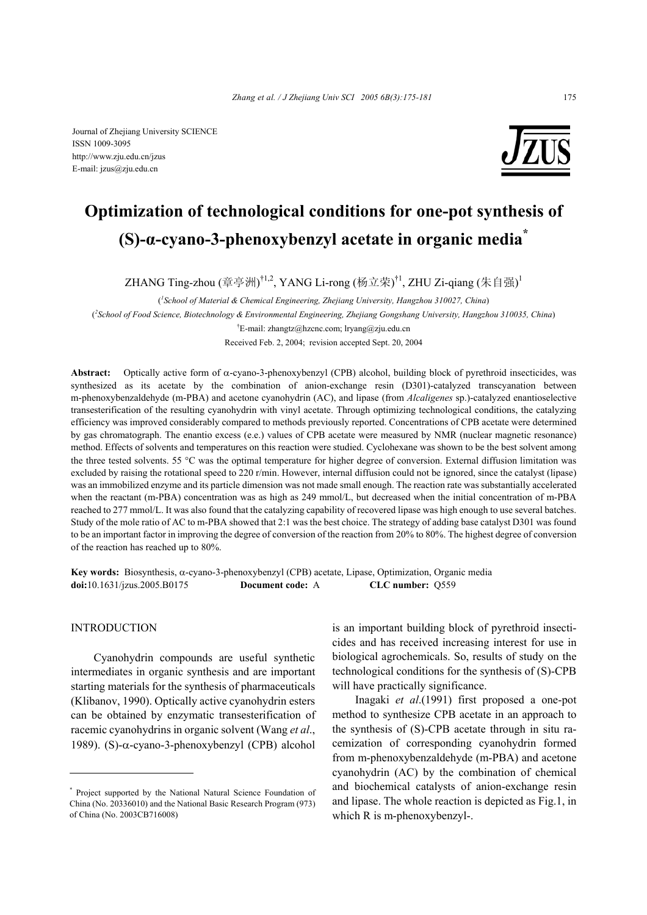Journal of Zhejiang University SCIENCE
ISSN 1009-3095
http://www.zju.edu.cn/jzus
E-mail: jzus@zju.edu.cn

# Optimization of technological conditions for one-pot synthesis of (S)-α-cyano-3-phenoxybenzyl acetate in organic media*

ZHANG Ting-zhou (章亭洲)[†1,2], YANG Li-rong (杨立荣)[†1], ZHU Zi-qiang (朱自强)[1]

([1]School of Material & Chemical Engineering, Zhejiang University, Hangzhou 310027, China)

([2]School of Food Science, Biotechnology & Environmental Engineering, Zhejiang Gongshang University, Hangzhou 310035, China)

[†]E-mail: zhangtz@hzcnc.com; lryang@zju.edu.cn

Received Feb. 2, 2004; revision accepted Sept. 20, 2004

**Abstract:** Optically active form of α-cyano-3-phenoxybenzyl (CPB) alcohol, building block of pyrethroid insecticides, was synthesized as its acetate by the combination of anion-exchange resin (D301)-catalyzed transcyanation between m-phenoxybenzaldehyde (m-PBA) and acetone cyanohydrin (AC), and lipase (from *Alcaligenes* sp.)-catalyzed enantioselective transesterification of the resulting cyanohydrin with vinyl acetate. Through optimizing technological conditions, the catalyzing efficiency was improved considerably compared to methods previously reported. Concentrations of CPB acetate were determined by gas chromatograph. The enantio excess (e.e.) values of CPB acetate were measured by NMR (nuclear magnetic resonance) method. Effects of solvents and temperatures on this reaction were studied. Cyclohexane was shown to be the best solvent among the three tested solvents. 55 °C was the optimal temperature for higher degree of conversion. External diffusion limitation was excluded by raising the rotational speed to 220 r/min. However, internal diffusion could not be ignored, since the catalyst (lipase) was an immobilized enzyme and its particle dimension was not made small enough. The reaction rate was substantially accelerated when the reactant (m-PBA) concentration was as high as 249 mmol/L, but decreased when the initial concentration of m-PBA reached to 277 mmol/L. It was also found that the catalyzing capability of recovered lipase was high enough to use several batches. Study of the mole ratio of AC to m-PBA showed that 2:1 was the best choice. The strategy of adding base catalyst D301 was found to be an important factor in improving the degree of conversion of the reaction from 20% to 80%. The highest degree of conversion of the reaction has reached up to 80%.

**Key words:** Biosynthesis, α-cyano-3-phenoxybenzyl (CPB) acetate, Lipase, Optimization, Organic media
**doi:**10.1631/jzus.2005.B0175 **Document code:** A **CLC number:** Q559

## INTRODUCTION

Cyanohydrin compounds are useful synthetic intermediates in organic synthesis and are important starting materials for the synthesis of pharmaceuticals (Klibanov, 1990). Optically active cyanohydrin esters can be obtained by enzymatic transesterification of racemic cyanohydrins in organic solvent (Wang *et al.*, 1989). (S)-α-cyano-3-phenoxybenzyl (CPB) alcohol is an important building block of pyrethroid insecticides and has received increasing interest for use in biological agrochemicals. So, results of study on the technological conditions for the synthesis of (S)-CPB will have practically significance.

Inagaki *et al.*(1991) first proposed a one-pot method to synthesize CPB acetate in an approach to the synthesis of (S)-CPB acetate through in situ racemization of corresponding cyanohydrin formed from m-phenoxybenzaldehyde (m-PBA) and acetone cyanohydrin (AC) by the combination of chemical and biochemical catalysts of anion-exchange resin and lipase. The whole reaction is depicted as Fig.1, in which R is m-phenoxybenzyl-.

---

* Project supported by the National Natural Science Foundation of China (No. 20336010) and the National Basic Research Program (973) of China (No. 2003CB716008)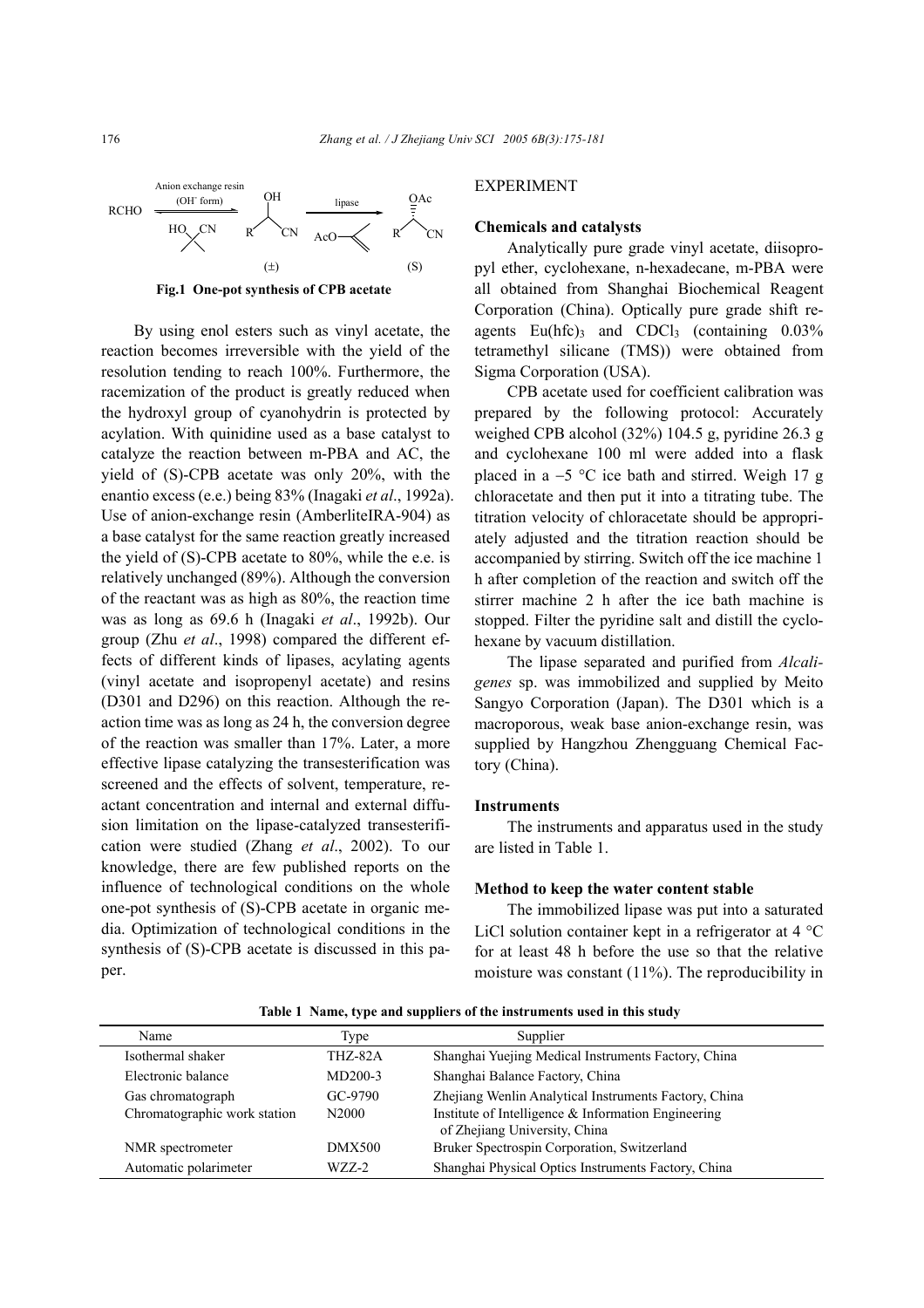RCHO $\xrightarrow[\text{HO, CN}]{\text{Anion exchange resin (OH}^- \text{ form)}}$ R–CH(OH)–CN (±) $\xrightarrow[\text{AcO}]{\text{lipase}}$ R–CH(OAc)–CN (S)

**Fig.1 One-pot synthesis of CPB acetate**

By using enol esters such as vinyl acetate, the reaction becomes irreversible with the yield of the resolution tending to reach 100%. Furthermore, the racemization of the product is greatly reduced when the hydroxyl group of cyanohydrin is protected by acylation. With quinidine used as a base catalyst to catalyze the reaction between m-PBA and AC, the yield of (S)-CPB acetate was only 20%, with the enantio excess (e.e.) being 83% (Inagaki *et al*., 1992a). Use of anion-exchange resin (AmberliteIRA-904) as a base catalyst for the same reaction greatly increased the yield of (S)-CPB acetate to 80%, while the e.e. is relatively unchanged (89%). Although the conversion of the reactant was as high as 80%, the reaction time was as long as 69.6 h (Inagaki *et al*., 1992b). Our group (Zhu *et al*., 1998) compared the different effects of different kinds of lipases, acylating agents (vinyl acetate and isopropenyl acetate) and resins (D301 and D296) on this reaction. Although the reaction time was as long as 24 h, the conversion degree of the reaction was smaller than 17%. Later, a more effective lipase catalyzing the transesterification was screened and the effects of solvent, temperature, reactant concentration and internal and external diffusion limitation on the lipase-catalyzed transesterification were studied (Zhang *et al*., 2002). To our knowledge, there are few published reports on the influence of technological conditions on the whole one-pot synthesis of (S)-CPB acetate in organic media. Optimization of technological conditions in the synthesis of (S)-CPB acetate is discussed in this paper.

## EXPERIMENT

### Chemicals and catalysts

Analytically pure grade vinyl acetate, diisopropyl ether, cyclohexane, n-hexadecane, m-PBA were all obtained from Shanghai Biochemical Reagent Corporation (China). Optically pure grade shift reagents $Eu(hfc)_3$ and $CDCl_3$ (containing 0.03% tetramethyl silicane (TMS)) were obtained from Sigma Corporation (USA).

CPB acetate used for coefficient calibration was prepared by the following protocol: Accurately weighed CPB alcohol (32%) 104.5 g, pyridine 26.3 g and cyclohexane 100 ml were added into a flask placed in a −5 °C ice bath and stirred. Weigh 17 g chloracetate and then put it into a titrating tube. The titration velocity of chloracetate should be appropriately adjusted and the titration reaction should be accompanied by stirring. Switch off the ice machine 1 h after completion of the reaction and switch off the stirrer machine 2 h after the ice bath machine is stopped. Filter the pyridine salt and distill the cyclohexane by vacuum distillation.

The lipase separated and purified from *Alcaligenes* sp. was immobilized and supplied by Meito Sangyo Corporation (Japan). The D301 which is a macroporous, weak base anion-exchange resin, was supplied by Hangzhou Zhengguang Chemical Factory (China).

### Instruments

The instruments and apparatus used in the study are listed in Table 1.

### Method to keep the water content stable

The immobilized lipase was put into a saturated LiCl solution container kept in a refrigerator at 4 °C for at least 48 h before the use so that the relative moisture was constant (11%). The reproducibility in

**Table 1 Name, type and suppliers of the instruments used in this study**

| Name | Type | Supplier |
|---|---|---|
| Isothermal shaker | THZ-82A | Shanghai Yuejing Medical Instruments Factory, China |
| Electronic balance | MD200-3 | Shanghai Balance Factory, China |
| Gas chromatograph | GC-9790 | Zhejiang Wenlin Analytical Instruments Factory, China |
| Chromatographic work station | N2000 | Institute of Intelligence & Information Engineering of Zhejiang University, China |
| NMR spectrometer | DMX500 | Bruker Spectrospin Corporation, Switzerland |
| Automatic polarimeter | WZZ-2 | Shanghai Physical Optics Instruments Factory, China |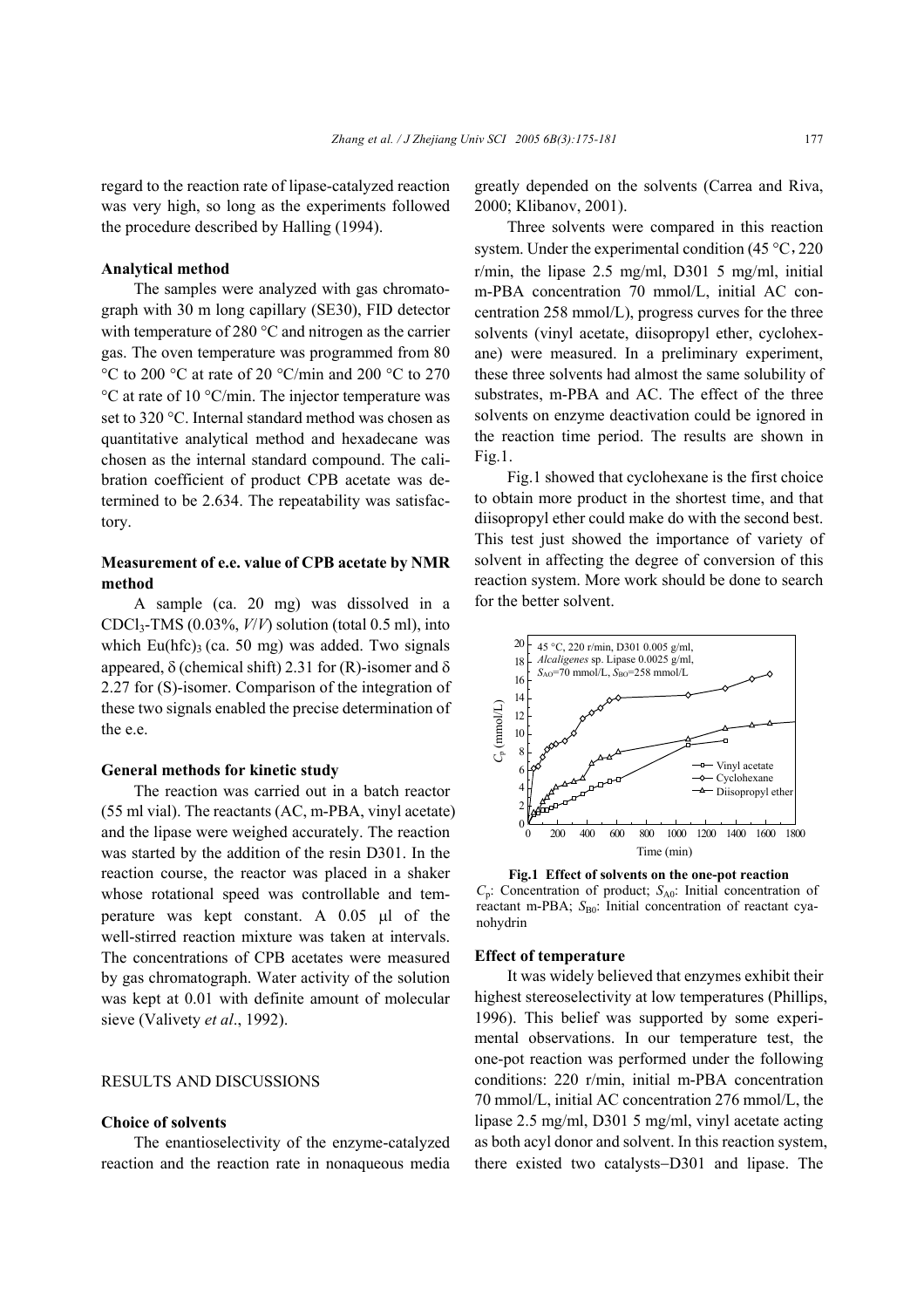regard to the reaction rate of lipase-catalyzed reaction was very high, so long as the experiments followed the procedure described by Halling (1994).

**Analytical method**

The samples were analyzed with gas chromatograph with 30 m long capillary (SE30), FID detector with temperature of 280 °C and nitrogen as the carrier gas. The oven temperature was programmed from 80 °C to 200 °C at rate of 20 °C/min and 200 °C to 270 °C at rate of 10 °C/min. The injector temperature was set to 320 °C. Internal standard method was chosen as quantitative analytical method and hexadecane was chosen as the internal standard compound. The calibration coefficient of product CPB acetate was determined to be 2.634. The repeatability was satisfactory.

**Measurement of e.e. value of CPB acetate by NMR method**

A sample (ca. 20 mg) was dissolved in a $CDCl_3$-TMS (0.03%, *V*/*V*) solution (total 0.5 ml), into which $Eu(hfc)_3$ (ca. 50 mg) was added. Two signals appeared, δ (chemical shift) 2.31 for (R)-isomer and δ 2.27 for (S)-isomer. Comparison of the integration of these two signals enabled the precise determination of the e.e.

**General methods for kinetic study**

The reaction was carried out in a batch reactor (55 ml vial). The reactants (AC, m-PBA, vinyl acetate) and the lipase were weighed accurately. The reaction was started by the addition of the resin D301. In the reaction course, the reactor was placed in a shaker whose rotational speed was controllable and temperature was kept constant. A 0.05 μl of the well-stirred reaction mixture was taken at intervals. The concentrations of CPB acetates were measured by gas chromatograph. Water activity of the solution was kept at 0.01 with definite amount of molecular sieve (Valivety *et al*., 1992).

## RESULTS AND DISCUSSIONS

**Choice of solvents**

The enantioselectivity of the enzyme-catalyzed reaction and the reaction rate in nonaqueous media greatly depended on the solvents (Carrea and Riva, 2000; Klibanov, 2001).

Three solvents were compared in this reaction system. Under the experimental condition (45 °C, 220 r/min, the lipase 2.5 mg/ml, D301 5 mg/ml, initial m-PBA concentration 70 mmol/L, initial AC concentration 258 mmol/L), progress curves for the three solvents (vinyl acetate, diisopropyl ether, cyclohexane) were measured. In a preliminary experiment, these three solvents had almost the same solubility of substrates, m-PBA and AC. The effect of the three solvents on enzyme deactivation could be ignored in the reaction time period. The results are shown in Fig.1.

Fig.1 showed that cyclohexane is the first choice to obtain more product in the shortest time, and that diisopropyl ether could make do with the second best. This test just showed the importance of variety of solvent in affecting the degree of conversion of this reaction system. More work should be done to search for the better solvent.

**Fig.1 Effect of solvents on the one-pot reaction**
$C_p$: Concentration of product; $S_{A0}$: Initial concentration of reactant m-PBA; $S_{B0}$: Initial concentration of reactant cyanohydrin

**Effect of temperature**

It was widely believed that enzymes exhibit their highest stereoselectivity at low temperatures (Phillips, 1996). This belief was supported by some experimental observations. In our temperature test, the one-pot reaction was performed under the following conditions: 220 r/min, initial m-PBA concentration 70 mmol/L, initial AC concentration 276 mmol/L, the lipase 2.5 mg/ml, D301 5 mg/ml, vinyl acetate acting as both acyl donor and solvent. In this reaction system, there existed two catalysts−D301 and lipase. The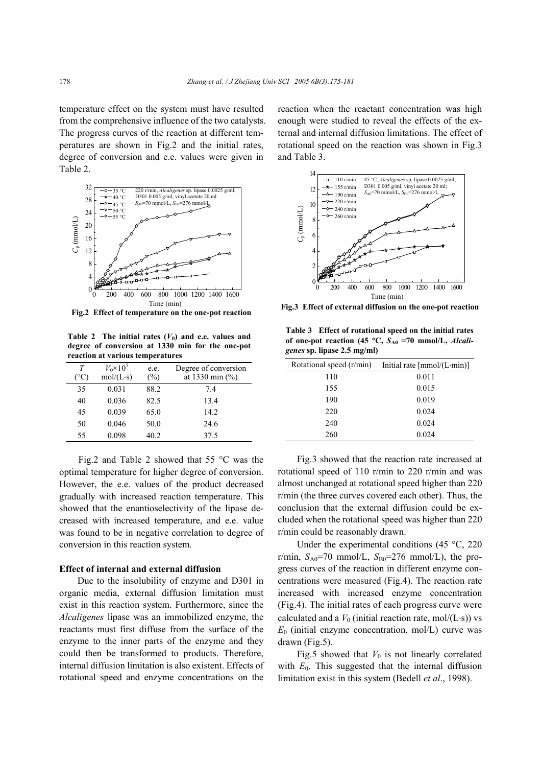temperature effect on the system must have resulted from the comprehensive influence of the two catalysts. The progress curves of the reaction at different temperatures are shown in Fig.2 and the initial rates, degree of conversion and e.e. values were given in Table 2.

**Fig.2 Effect of temperature on the one-pot reaction**

**Table 2 The initial rates ($V_0$) and e.e. values and degree of conversion at 1330 min for the one-pot reaction at various temperatures**

| $T$ (°C) | $V_0 \times 10^5$ mol/(L·s) | e.e. (%) | Degree of conversion at 1330 min (%) |
|---|---|---|---|
| 35 | 0.031 | 88.2 | 7.4 |
| 40 | 0.036 | 82.5 | 13.4 |
| 45 | 0.039 | 65.0 | 14.2 |
| 50 | 0.046 | 50.0 | 24.6 |
| 55 | 0.098 | 40.2 | 37.5 |

Fig.2 and Table 2 showed that 55 °C was the optimal temperature for higher degree of conversion. However, the e.e. values of the product decreased gradually with increased reaction temperature. This showed that the enantioselectivity of the lipase decreased with increased temperature, and e.e. value was found to be in negative correlation to degree of conversion in this reaction system.

### Effect of internal and external diffusion

Due to the insolubility of enzyme and D301 in organic media, external diffusion limitation must exist in this reaction system. Furthermore, since the *Alcaligenes* lipase was an immobilized enzyme, the reactants must first diffuse from the surface of the enzyme to the inner parts of the enzyme and they could then be transformed to products. Therefore, internal diffusion limitation is also existent. Effects of rotational speed and enzyme concentrations on the reaction when the reactant concentration was high enough were studied to reveal the effects of the external and internal diffusion limitations. The effect of rotational speed on the reaction was shown in Fig.3 and Table 3.

**Fig.3 Effect of external diffusion on the one-pot reaction**

**Table 3 Effect of rotational speed on the initial rates of one-pot reaction (45 °C, $S_{A0}$ =70 mmol/L, *Alcaligenes* sp. lipase 2.5 mg/ml)**

| Rotational speed (r/min) | Initial rate [mmol/(L·min)] |
|---|---|
| 110 | 0.011 |
| 155 | 0.015 |
| 190 | 0.019 |
| 220 | 0.024 |
| 240 | 0.024 |
| 260 | 0.024 |

Fig.3 showed that the reaction rate increased at rotational speed of 110 r/min to 220 r/min and was almost unchanged at rotational speed higher than 220 r/min (the three curves covered each other). Thus, the conclusion that the external diffusion could be excluded when the rotational speed was higher than 220 r/min could be reasonably drawn.

Under the experimental conditions (45 °C, 220 r/min, $S_{A0}$=70 mmol/L, $S_{B0}$=276 mmol/L), the progress curves of the reaction in different enzyme concentrations were measured (Fig.4). The reaction rate increased with increased enzyme concentration (Fig.4). The initial rates of each progress curve were calculated and a $V_0$ (initial reaction rate, mol/(L·s)) vs $E_0$ (initial enzyme concentration, mol/L) curve was drawn (Fig.5).

Fig.5 showed that $V_0$ is not linearly correlated with $E_0$. This suggested that the internal diffusion limitation exist in this system (Bedell *et al*., 1998).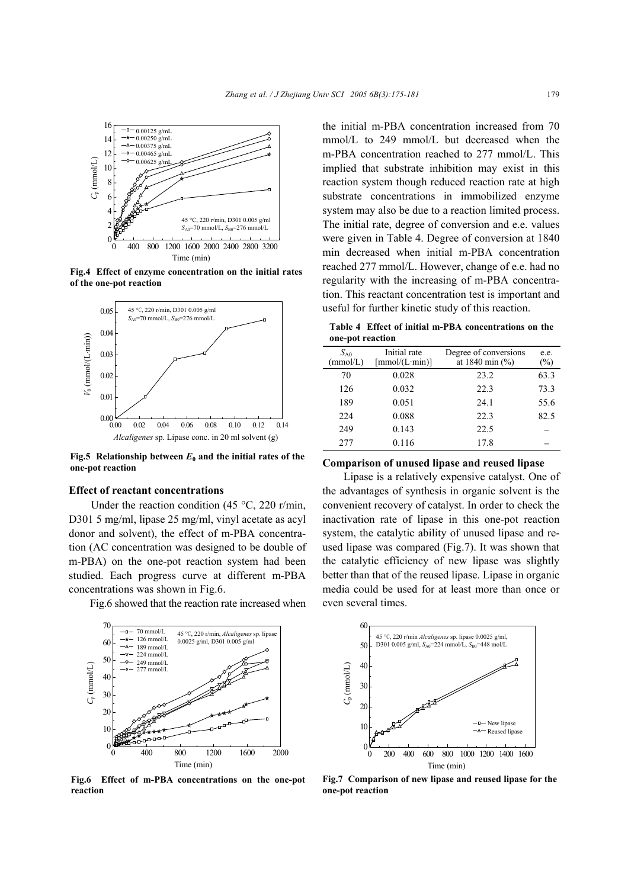Fig.4 Effect of enzyme concentration on the initial rates of the one-pot reaction

Fig.5 Relationship between $E_0$ and the initial rates of the one-pot reaction

### Effect of reactant concentrations

Under the reaction condition (45 °C, 220 r/min, D301 5 mg/ml, lipase 25 mg/ml, vinyl acetate as acyl donor and solvent), the effect of m-PBA concentration (AC concentration was designed to be double of m-PBA) on the one-pot reaction system had been studied. Each progress curve at different m-PBA concentrations was shown in Fig.6.

Fig.6 showed that the reaction rate increased when the initial m-PBA concentration increased from 70 mmol/L to 249 mmol/L but decreased when the m-PBA concentration reached to 277 mmol/L. This implied that substrate inhibition may exist in this reaction system though reduced reaction rate at high substrate concentrations in immobilized enzyme system may also be due to a reaction limited process. The initial rate, degree of conversion and e.e. values were given in Table 4. Degree of conversion at 1840 min decreased when initial m-PBA concentration reached 277 mmol/L. However, change of e.e. had no regularity with the increasing of m-PBA concentration. This reactant concentration test is important and useful for further kinetic study of this reaction.

**Table 4 Effect of initial m-PBA concentrations on the one-pot reaction**

| $S_{A0}$ (mmol/L) | Initial rate [mmol/(L·min)] | Degree of conversions at 1840 min (%) | e.e. (%) |
|---|---|---|---|
| 70 | 0.028 | 23.2 | 63.3 |
| 126 | 0.032 | 22.3 | 73.3 |
| 189 | 0.051 | 24.1 | 55.6 |
| 224 | 0.088 | 22.3 | 82.5 |
| 249 | 0.143 | 22.5 | – |
| 277 | 0.116 | 17.8 | – |

Fig.6 Effect of m-PBA concentrations on the one-pot reaction

### Comparison of unused lipase and reused lipase

Lipase is a relatively expensive catalyst. One of the advantages of synthesis in organic solvent is the convenient recovery of catalyst. In order to check the inactivation rate of lipase in this one-pot reaction system, the catalytic ability of unused lipase and reused lipase was compared (Fig.7). It was shown that the catalytic efficiency of new lipase was slightly better than that of the reused lipase. Lipase in organic media could be used for at least more than once or even several times.

Fig.7 Comparison of new lipase and reused lipase for the one-pot reaction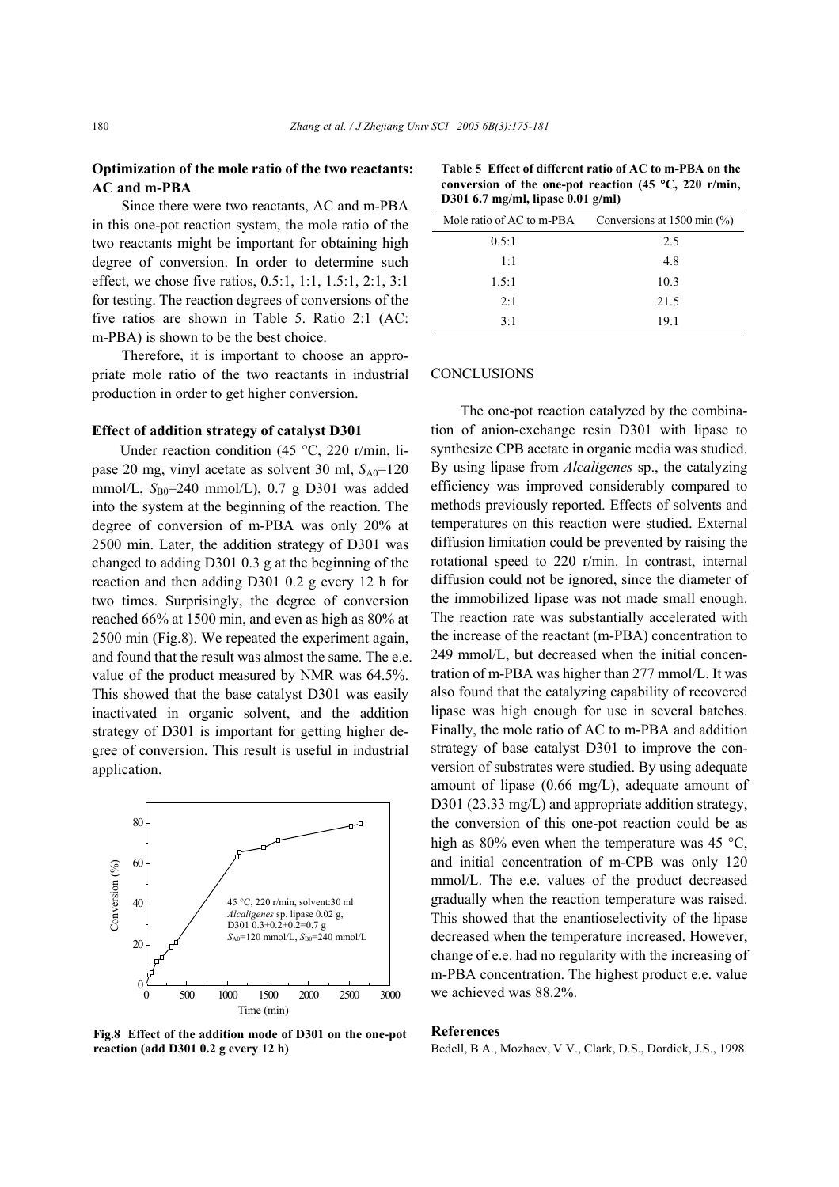**Optimization of the mole ratio of the two reactants: AC and m-PBA**

Since there were two reactants, AC and m-PBA in this one-pot reaction system, the mole ratio of the two reactants might be important for obtaining high degree of conversion. In order to determine such effect, we chose five ratios, 0.5:1, 1:1, 1.5:1, 2:1, 3:1 for testing. The reaction degrees of conversions of the five ratios are shown in Table 5. Ratio 2:1 (AC: m-PBA) is shown to be the best choice.

Therefore, it is important to choose an appropriate mole ratio of the two reactants in industrial production in order to get higher conversion.

**Effect of addition strategy of catalyst D301**

Under reaction condition (45 °C, 220 r/min, lipase 20 mg, vinyl acetate as solvent 30 ml, $S_{A0}$=120 mmol/L, $S_{B0}$=240 mmol/L), 0.7 g D301 was added into the system at the beginning of the reaction. The degree of conversion of m-PBA was only 20% at 2500 min. Later, the addition strategy of D301 was changed to adding D301 0.3 g at the beginning of the reaction and then adding D301 0.2 g every 12 h for two times. Surprisingly, the degree of conversion reached 66% at 1500 min, and even as high as 80% at 2500 min (Fig.8). We repeated the experiment again, and found that the result was almost the same. The e.e. value of the product measured by NMR was 64.5%. This showed that the base catalyst D301 was easily inactivated in organic solvent, and the addition strategy of D301 is important for getting higher degree of conversion. This result is useful in industrial application.

**Fig.8 Effect of the addition mode of D301 on the one-pot reaction (add D301 0.2 g every 12 h)**

**Table 5 Effect of different ratio of AC to m-PBA on the conversion of the one-pot reaction (45 °C, 220 r/min, D301 6.7 mg/ml, lipase 0.01 g/ml)**

| Mole ratio of AC to m-PBA | Conversions at 1500 min (%) |
|---|---|
| 0.5:1 | 2.5 |
| 1:1 | 4.8 |
| 1.5:1 | 10.3 |
| 2:1 | 21.5 |
| 3:1 | 19.1 |

## CONCLUSIONS

The one-pot reaction catalyzed by the combination of anion-exchange resin D301 with lipase to synthesize CPB acetate in organic media was studied. By using lipase from *Alcaligenes* sp., the catalyzing efficiency was improved considerably compared to methods previously reported. Effects of solvents and temperatures on this reaction were studied. External diffusion limitation could be prevented by raising the rotational speed to 220 r/min. In contrast, internal diffusion could not be ignored, since the diameter of the immobilized lipase was not made small enough. The reaction rate was substantially accelerated with the increase of the reactant (m-PBA) concentration to 249 mmol/L, but decreased when the initial concentration of m-PBA was higher than 277 mmol/L. It was also found that the catalyzing capability of recovered lipase was high enough for use in several batches. Finally, the mole ratio of AC to m-PBA and addition strategy of base catalyst D301 to improve the conversion of substrates were studied. By using adequate amount of lipase (0.66 mg/L), adequate amount of D301 (23.33 mg/L) and appropriate addition strategy, the conversion of this one-pot reaction could be as high as 80% even when the temperature was 45 °C, and initial concentration of m-CPB was only 120 mmol/L. The e.e. values of the product decreased gradually when the reaction temperature was raised. This showed that the enantioselectivity of the lipase decreased when the temperature increased. However, change of e.e. had no regularity with the increasing of m-PBA concentration. The highest product e.e. value we achieved was 88.2%.

**References**

Bedell, B.A., Mozhaev, V.V., Clark, D.S., Dordick, J.S., 1998.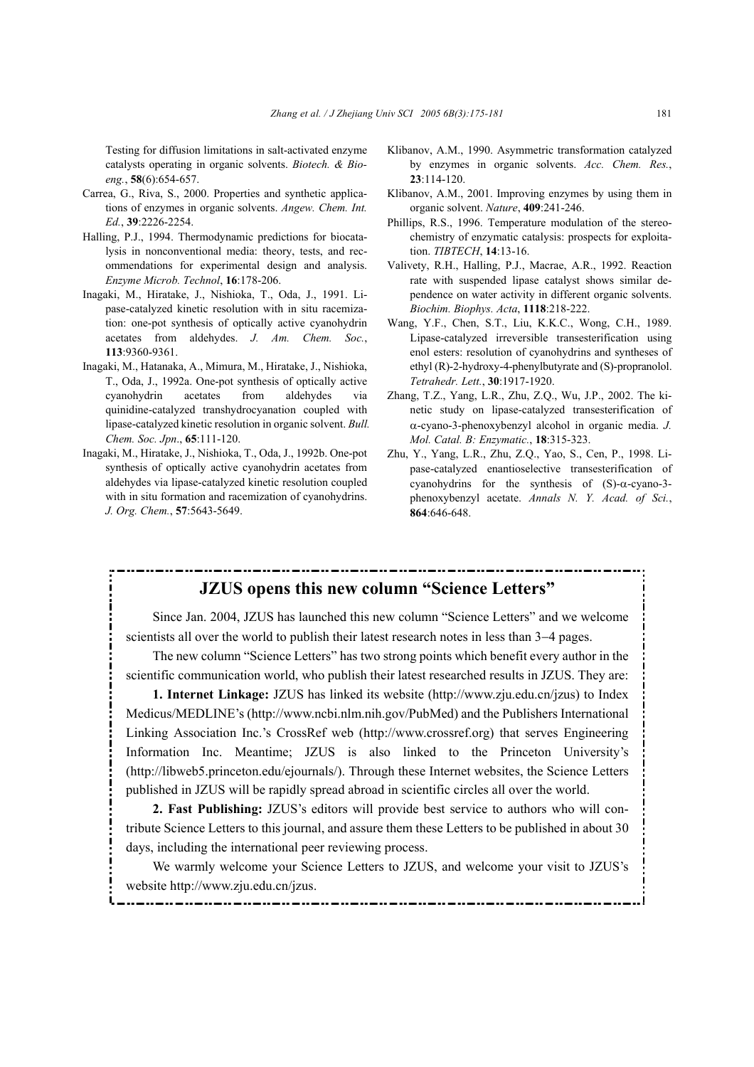Testing for diffusion limitations in salt-activated enzyme catalysts operating in organic solvents. *Biotech. & Bioeng.*, **58**(6):654-657.

Carrea, G., Riva, S., 2000. Properties and synthetic applications of enzymes in organic solvents. *Angew. Chem. Int. Ed.*, **39**:2226-2254.

Halling, P.J., 1994. Thermodynamic predictions for biocatalysis in nonconventional media: theory, tests, and recommendations for experimental design and analysis. *Enzyme Microb. Technol*, **16**:178-206.

Inagaki, M., Hiratake, J., Nishioka, T., Oda, J., 1991. Lipase-catalyzed kinetic resolution with in situ racemization: one-pot synthesis of optically active cyanohydrin acetates from aldehydes. *J. Am. Chem. Soc.*, **113**:9360-9361.

Inagaki, M., Hatanaka, A., Mimura, M., Hiratake, J., Nishioka, T., Oda, J., 1992a. One-pot synthesis of optically active cyanohydrin acetates from aldehydes via quinidine-catalyzed transhydrocyanation coupled with lipase-catalyzed kinetic resolution in organic solvent. *Bull. Chem. Soc. Jpn*., **65**:111-120.

Inagaki, M., Hiratake, J., Nishioka, T., Oda, J., 1992b. One-pot synthesis of optically active cyanohydrin acetates from aldehydes via lipase-catalyzed kinetic resolution coupled with in situ formation and racemization of cyanohydrins. *J. Org. Chem.*, **57**:5643-5649.

Klibanov, A.M., 1990. Asymmetric transformation catalyzed by enzymes in organic solvents. *Acc. Chem. Res.*, **23**:114-120.

Klibanov, A.M., 2001. Improving enzymes by using them in organic solvent. *Nature*, **409**:241-246.

Phillips, R.S., 1996. Temperature modulation of the stereochemistry of enzymatic catalysis: prospects for exploitation. *TIBTECH*, **14**:13-16.

Valivety, R.H., Halling, P.J., Macrae, A.R., 1992. Reaction rate with suspended lipase catalyst shows similar dependence on water activity in different organic solvents. *Biochim. Biophys. Acta*, **1118**:218-222.

Wang, Y.F., Chen, S.T., Liu, K.K.C., Wong, C.H., 1989. Lipase-catalyzed irreversible transesterification using enol esters: resolution of cyanohydrins and syntheses of ethyl (R)-2-hydroxy-4-phenylbutyrate and (S)-propranolol. *Tetrahedr. Lett.*, **30**:1917-1920.

Zhang, T.Z., Yang, L.R., Zhu, Z.Q., Wu, J.P., 2002. The kinetic study on lipase-catalyzed transesterification of $\alpha$-cyano-3-phenoxybenzyl alcohol in organic media. *J. Mol. Catal. B: Enzymatic.*, **18**:315-323.

Zhu, Y., Yang, L.R., Zhu, Z.Q., Yao, S., Cen, P., 1998. Lipase-catalyzed enantioselective transesterification of cyanohydrins for the synthesis of (S)-$\alpha$-cyano-3-phenoxybenzyl acetate. *Annals N. Y. Acad. of Sci.*, **864**:646-648.

## JZUS opens this new column "Science Letters"

Since Jan. 2004, JZUS has launched this new column "Science Letters" and we welcome scientists all over the world to publish their latest research notes in less than 3−4 pages.

The new column "Science Letters" has two strong points which benefit every author in the scientific communication world, who publish their latest researched results in JZUS. They are:

**1. Internet Linkage:** JZUS has linked its website (http://www.zju.edu.cn/jzus) to Index Medicus/MEDLINE's (http://www.ncbi.nlm.nih.gov/PubMed) and the Publishers International Linking Association Inc.'s CrossRef web (http://www.crossref.org) that serves Engineering Information Inc. Meantime; JZUS is also linked to the Princeton University's (http://libweb5.princeton.edu/ejournals/). Through these Internet websites, the Science Letters published in JZUS will be rapidly spread abroad in scientific circles all over the world.

**2. Fast Publishing:** JZUS's editors will provide best service to authors who will contribute Science Letters to this journal, and assure them these Letters to be published in about 30 days, including the international peer reviewing process.

We warmly welcome your Science Letters to JZUS, and welcome your visit to JZUS's website http://www.zju.edu.cn/jzus.